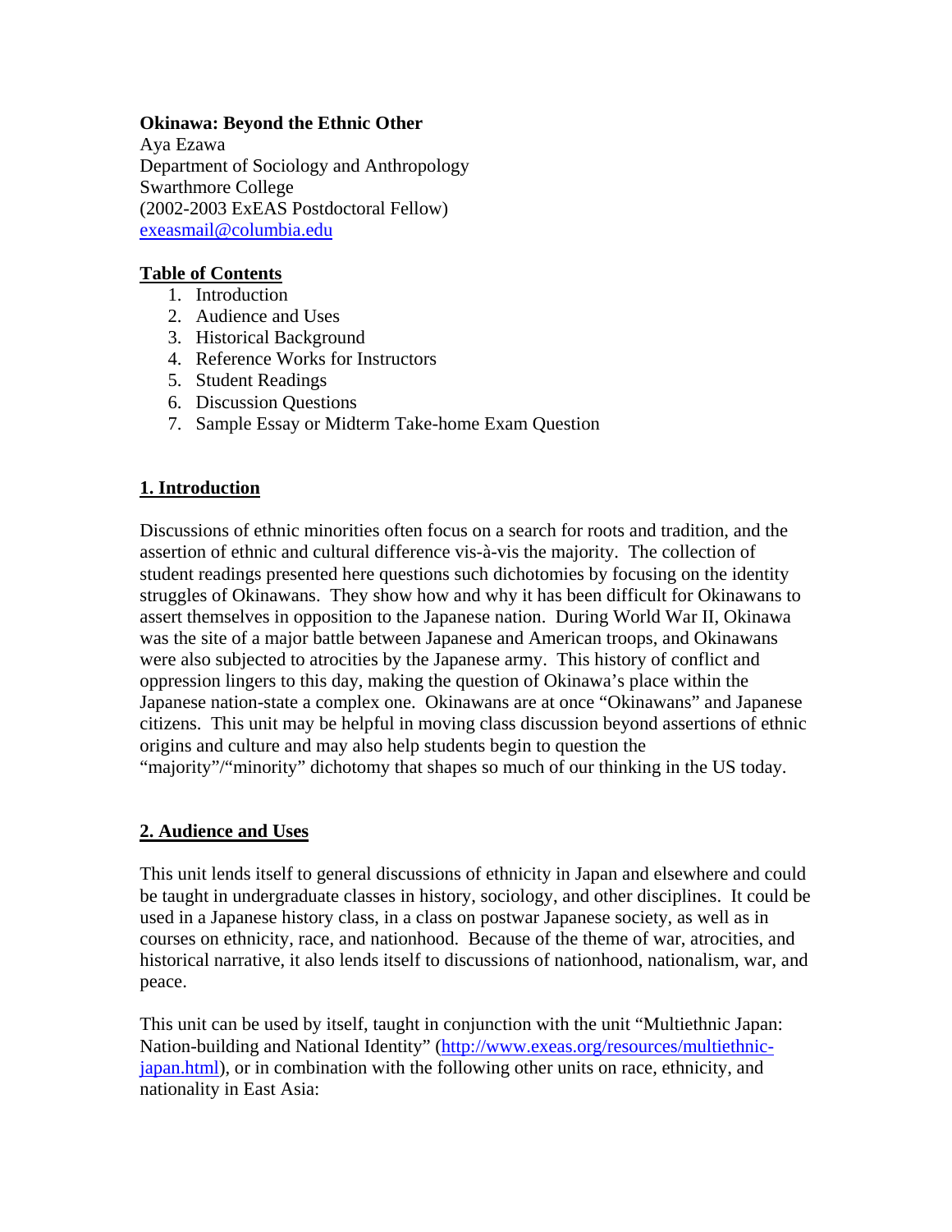**Okinawa: Beyond the Ethnic Other**
Aya Ezawa
Department of Sociology and Anthropology
Swarthmore College
(2002-2003 ExEAS Postdoctoral Fellow)
exeasmail@columbia.edu

## Table of Contents

1. Introduction
2. Audience and Uses
3. Historical Background
4. Reference Works for Instructors
5. Student Readings
6. Discussion Questions
7. Sample Essay or Midterm Take-home Exam Question

## 1. Introduction

Discussions of ethnic minorities often focus on a search for roots and tradition, and the assertion of ethnic and cultural difference vis-à-vis the majority. The collection of student readings presented here questions such dichotomies by focusing on the identity struggles of Okinawans. They show how and why it has been difficult for Okinawans to assert themselves in opposition to the Japanese nation. During World War II, Okinawa was the site of a major battle between Japanese and American troops, and Okinawans were also subjected to atrocities by the Japanese army. This history of conflict and oppression lingers to this day, making the question of Okinawa's place within the Japanese nation-state a complex one. Okinawans are at once "Okinawans" and Japanese citizens. This unit may be helpful in moving class discussion beyond assertions of ethnic origins and culture and may also help students begin to question the "majority"/"minority" dichotomy that shapes so much of our thinking in the US today.

## 2. Audience and Uses

This unit lends itself to general discussions of ethnicity in Japan and elsewhere and could be taught in undergraduate classes in history, sociology, and other disciplines. It could be used in a Japanese history class, in a class on postwar Japanese society, as well as in courses on ethnicity, race, and nationhood. Because of the theme of war, atrocities, and historical narrative, it also lends itself to discussions of nationhood, nationalism, war, and peace.

This unit can be used by itself, taught in conjunction with the unit "Multiethnic Japan: Nation-building and National Identity" (http://www.exeas.org/resources/multiethnic-japan.html), or in combination with the following other units on race, ethnicity, and nationality in East Asia: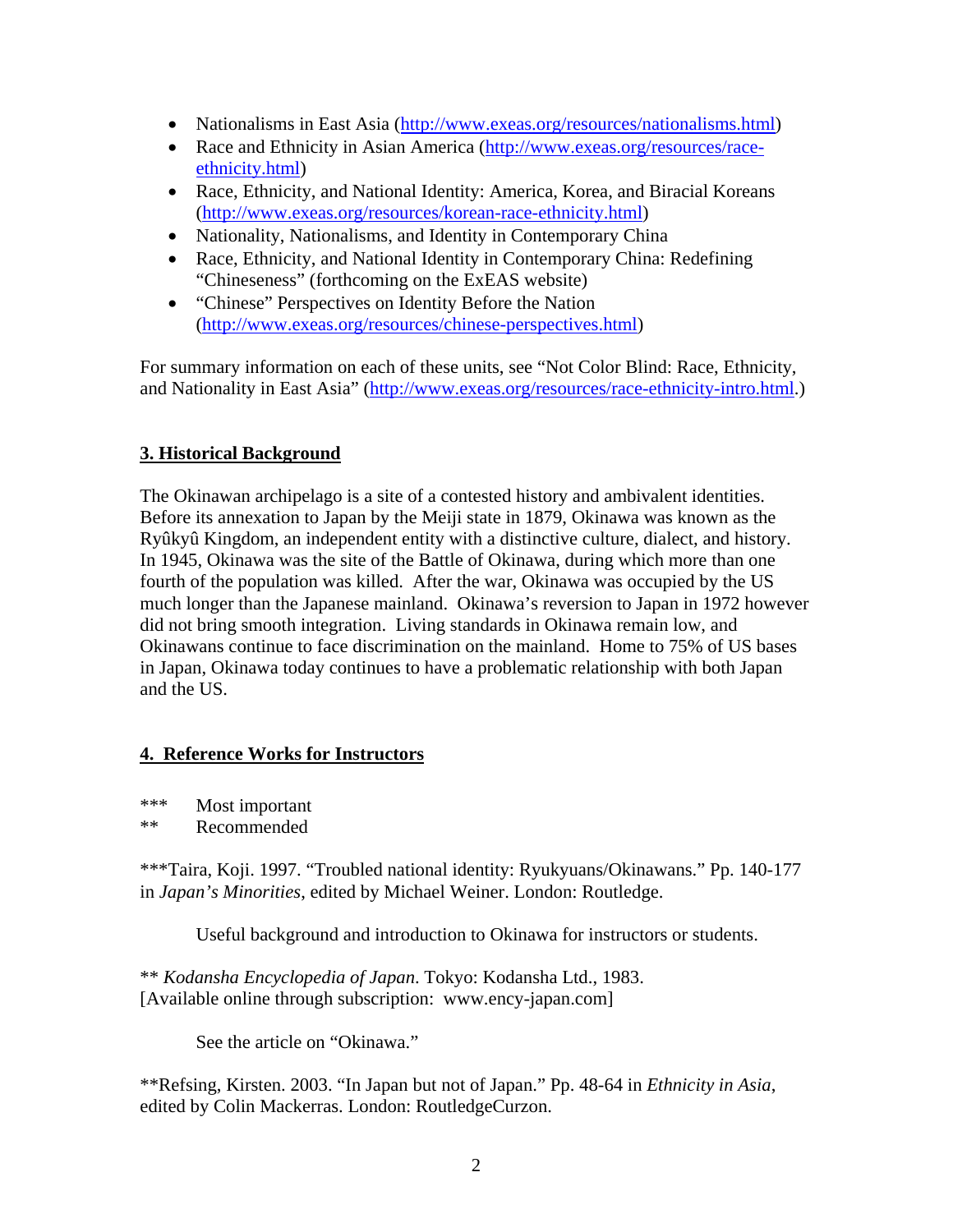- Nationalisms in East Asia (http://www.exeas.org/resources/nationalisms.html)
- Race and Ethnicity in Asian America (http://www.exeas.org/resources/race-ethnicity.html)
- Race, Ethnicity, and National Identity: America, Korea, and Biracial Koreans (http://www.exeas.org/resources/korean-race-ethnicity.html)
- Nationality, Nationalisms, and Identity in Contemporary China
- Race, Ethnicity, and National Identity in Contemporary China: Redefining "Chineseness" (forthcoming on the ExEAS website)
- "Chinese" Perspectives on Identity Before the Nation (http://www.exeas.org/resources/chinese-perspectives.html)

For summary information on each of these units, see "Not Color Blind: Race, Ethnicity, and Nationality in East Asia" (http://www.exeas.org/resources/race-ethnicity-intro.html.)

## 3. Historical Background

The Okinawan archipelago is a site of a contested history and ambivalent identities. Before its annexation to Japan by the Meiji state in 1879, Okinawa was known as the Ryûkyû Kingdom, an independent entity with a distinctive culture, dialect, and history. In 1945, Okinawa was the site of the Battle of Okinawa, during which more than one fourth of the population was killed. After the war, Okinawa was occupied by the US much longer than the Japanese mainland. Okinawa's reversion to Japan in 1972 however did not bring smooth integration. Living standards in Okinawa remain low, and Okinawans continue to face discrimination on the mainland. Home to 75% of US bases in Japan, Okinawa today continues to have a problematic relationship with both Japan and the US.

## 4. Reference Works for Instructors

*** Most important
** Recommended

***Taira, Koji. 1997. "Troubled national identity: Ryukyuans/Okinawans." Pp. 140-177 in *Japan's Minorities*, edited by Michael Weiner. London: Routledge.

Useful background and introduction to Okinawa for instructors or students.

** *Kodansha Encyclopedia of Japan*. Tokyo: Kodansha Ltd., 1983. [Available online through subscription: www.ency-japan.com]

See the article on "Okinawa."

**Refsing, Kirsten. 2003. "In Japan but not of Japan." Pp. 48-64 in *Ethnicity in Asia*, edited by Colin Mackerras. London: RoutledgeCurzon.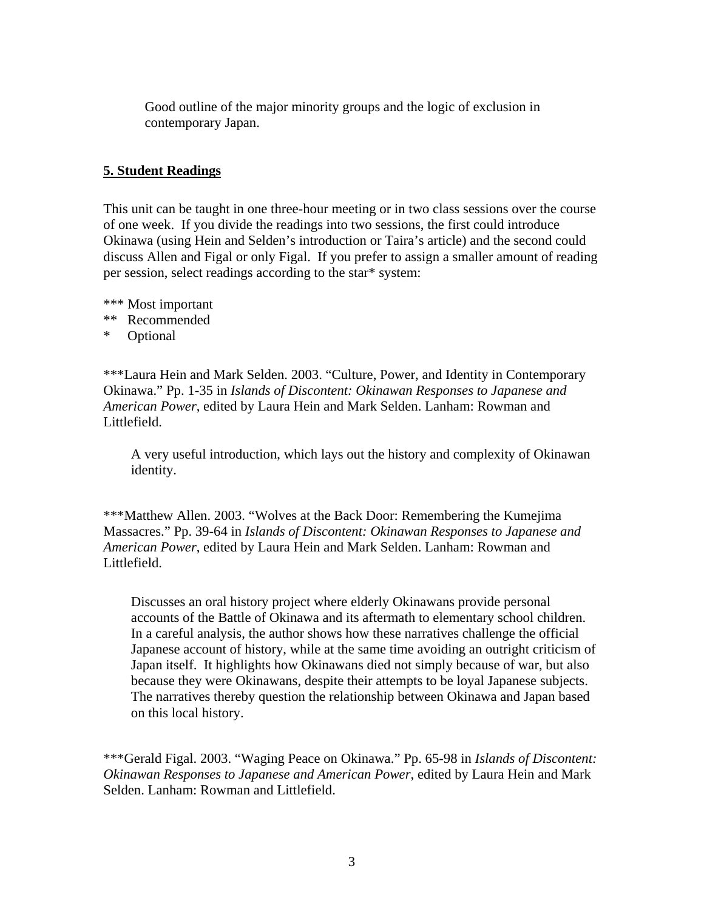Good outline of the major minority groups and the logic of exclusion in contemporary Japan.

## **5. Student Readings**

This unit can be taught in one three-hour meeting or in two class sessions over the course of one week. If you divide the readings into two sessions, the first could introduce Okinawa (using Hein and Selden's introduction or Taira's article) and the second could discuss Allen and Figal or only Figal. If you prefer to assign a smaller amount of reading per session, select readings according to the star* system:

*** Most important
** Recommended
* Optional

***Laura Hein and Mark Selden. 2003. "Culture, Power, and Identity in Contemporary Okinawa." Pp. 1-35 in *Islands of Discontent: Okinawan Responses to Japanese and American Power*, edited by Laura Hein and Mark Selden. Lanham: Rowman and Littlefield.

> A very useful introduction, which lays out the history and complexity of Okinawan identity.

***Matthew Allen. 2003. "Wolves at the Back Door: Remembering the Kumejima Massacres." Pp. 39-64 in *Islands of Discontent: Okinawan Responses to Japanese and American Power*, edited by Laura Hein and Mark Selden. Lanham: Rowman and Littlefield.

> Discusses an oral history project where elderly Okinawans provide personal accounts of the Battle of Okinawa and its aftermath to elementary school children. In a careful analysis, the author shows how these narratives challenge the official Japanese account of history, while at the same time avoiding an outright criticism of Japan itself. It highlights how Okinawans died not simply because of war, but also because they were Okinawans, despite their attempts to be loyal Japanese subjects. The narratives thereby question the relationship between Okinawa and Japan based on this local history.

***Gerald Figal. 2003. "Waging Peace on Okinawa." Pp. 65-98 in *Islands of Discontent: Okinawan Responses to Japanese and American Power*, edited by Laura Hein and Mark Selden. Lanham: Rowman and Littlefield.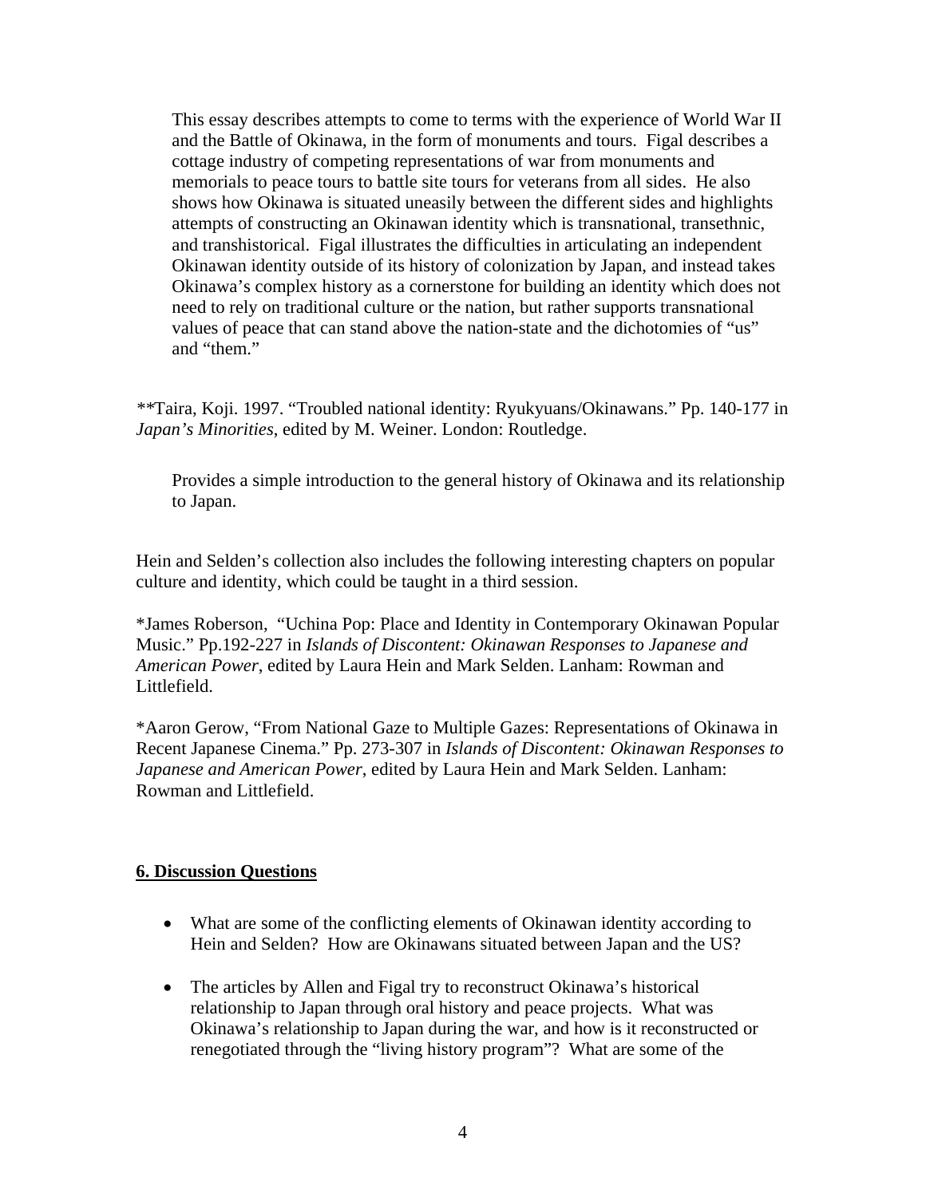This essay describes attempts to come to terms with the experience of World War II and the Battle of Okinawa, in the form of monuments and tours. Figal describes a cottage industry of competing representations of war from monuments and memorials to peace tours to battle site tours for veterans from all sides. He also shows how Okinawa is situated uneasily between the different sides and highlights attempts of constructing an Okinawan identity which is transnational, transethnic, and transhistorical. Figal illustrates the difficulties in articulating an independent Okinawan identity outside of its history of colonization by Japan, and instead takes Okinawa's complex history as a cornerstone for building an identity which does not need to rely on traditional culture or the nation, but rather supports transnational values of peace that can stand above the nation-state and the dichotomies of "us" and "them."

**Taira, Koji. 1997. "Troubled national identity: Ryukyuans/Okinawans." Pp. 140-177 in *Japan's Minorities*, edited by M. Weiner. London: Routledge.

Provides a simple introduction to the general history of Okinawa and its relationship to Japan.

Hein and Selden's collection also includes the following interesting chapters on popular culture and identity, which could be taught in a third session.

*James Roberson, "Uchina Pop: Place and Identity in Contemporary Okinawan Popular Music." Pp.192-227 in *Islands of Discontent: Okinawan Responses to Japanese and American Power*, edited by Laura Hein and Mark Selden. Lanham: Rowman and Littlefield.

*Aaron Gerow, "From National Gaze to Multiple Gazes: Representations of Okinawa in Recent Japanese Cinema." Pp. 273-307 in *Islands of Discontent: Okinawan Responses to Japanese and American Power*, edited by Laura Hein and Mark Selden. Lanham: Rowman and Littlefield.

## 6. Discussion Questions

- What are some of the conflicting elements of Okinawan identity according to Hein and Selden? How are Okinawans situated between Japan and the US?
- The articles by Allen and Figal try to reconstruct Okinawa's historical relationship to Japan through oral history and peace projects. What was Okinawa's relationship to Japan during the war, and how is it reconstructed or renegotiated through the "living history program"? What are some of the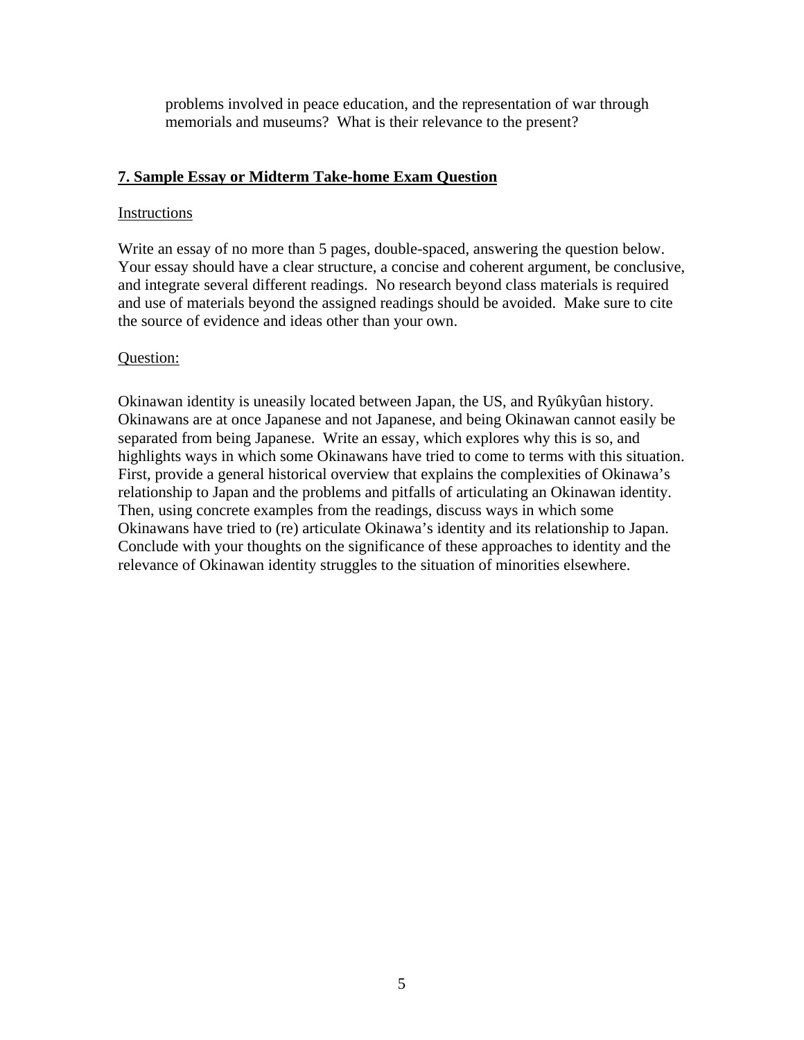problems involved in peace education, and the representation of war through memorials and museums? What is their relevance to the present?

## 7. Sample Essay or Midterm Take-home Exam Question

### Instructions

Write an essay of no more than 5 pages, double-spaced, answering the question below. Your essay should have a clear structure, a concise and coherent argument, be conclusive, and integrate several different readings. No research beyond class materials is required and use of materials beyond the assigned readings should be avoided. Make sure to cite the source of evidence and ideas other than your own.

### Question:

Okinawan identity is uneasily located between Japan, the US, and Ryûkyûan history. Okinawans are at once Japanese and not Japanese, and being Okinawan cannot easily be separated from being Japanese. Write an essay, which explores why this is so, and highlights ways in which some Okinawans have tried to come to terms with this situation. First, provide a general historical overview that explains the complexities of Okinawa's relationship to Japan and the problems and pitfalls of articulating an Okinawan identity. Then, using concrete examples from the readings, discuss ways in which some Okinawans have tried to (re) articulate Okinawa's identity and its relationship to Japan. Conclude with your thoughts on the significance of these approaches to identity and the relevance of Okinawan identity struggles to the situation of minorities elsewhere.